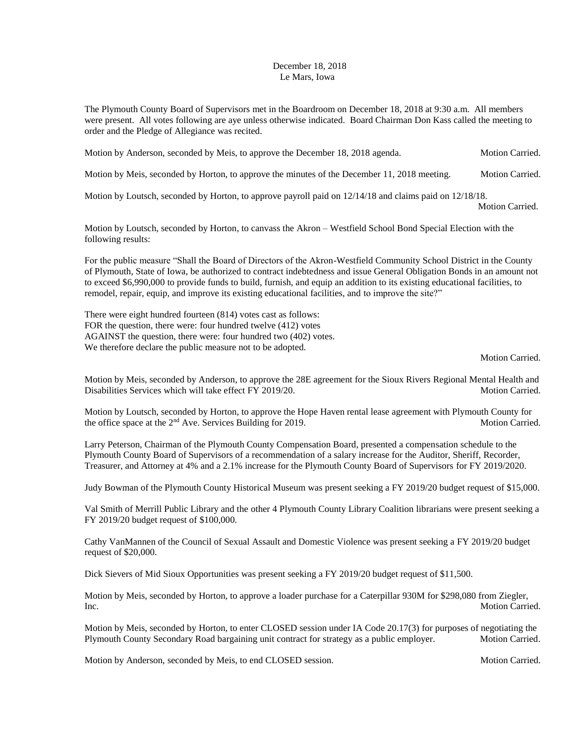December 18, 2018
Le Mars, Iowa

The Plymouth County Board of Supervisors met in the Boardroom on December 18, 2018 at 9:30 a.m. All members were present. All votes following are aye unless otherwise indicated. Board Chairman Don Kass called the meeting to order and the Pledge of Allegiance was recited.

Motion by Anderson, seconded by Meis, to approve the December 18, 2018 agenda. Motion Carried.

Motion by Meis, seconded by Horton, to approve the minutes of the December 11, 2018 meeting. Motion Carried.

Motion by Loutsch, seconded by Horton, to approve payroll paid on 12/14/18 and claims paid on 12/18/18. Motion Carried.

Motion by Loutsch, seconded by Horton, to canvass the Akron – Westfield School Bond Special Election with the following results:

For the public measure "Shall the Board of Directors of the Akron-Westfield Community School District in the County of Plymouth, State of Iowa, be authorized to contract indebtedness and issue General Obligation Bonds in an amount not to exceed $6,990,000 to provide funds to build, furnish, and equip an addition to its existing educational facilities, to remodel, repair, equip, and improve its existing educational facilities, and to improve the site?"

There were eight hundred fourteen (814) votes cast as follows:
FOR the question, there were: four hundred twelve (412) votes
AGAINST the question, there were: four hundred two (402) votes.
We therefore declare the public measure not to be adopted.

Motion Carried.

Motion by Meis, seconded by Anderson, to approve the 28E agreement for the Sioux Rivers Regional Mental Health and Disabilities Services which will take effect FY 2019/20. Motion Carried.

Motion by Loutsch, seconded by Horton, to approve the Hope Haven rental lease agreement with Plymouth County for the office space at the 2nd Ave. Services Building for 2019. Motion Carried.

Larry Peterson, Chairman of the Plymouth County Compensation Board, presented a compensation schedule to the Plymouth County Board of Supervisors of a recommendation of a salary increase for the Auditor, Sheriff, Recorder, Treasurer, and Attorney at 4% and a 2.1% increase for the Plymouth County Board of Supervisors for FY 2019/2020.

Judy Bowman of the Plymouth County Historical Museum was present seeking a FY 2019/20 budget request of $15,000.

Val Smith of Merrill Public Library and the other 4 Plymouth County Library Coalition librarians were present seeking a FY 2019/20 budget request of $100,000.

Cathy VanMannen of the Council of Sexual Assault and Domestic Violence was present seeking a FY 2019/20 budget request of $20,000.

Dick Sievers of Mid Sioux Opportunities was present seeking a FY 2019/20 budget request of $11,500.

Motion by Meis, seconded by Horton, to approve a loader purchase for a Caterpillar 930M for $298,080 from Ziegler, Inc. Motion Carried.

Motion by Meis, seconded by Horton, to enter CLOSED session under IA Code 20.17(3) for purposes of negotiating the Plymouth County Secondary Road bargaining unit contract for strategy as a public employer. Motion Carried.

Motion by Anderson, seconded by Meis, to end CLOSED session. Motion Carried.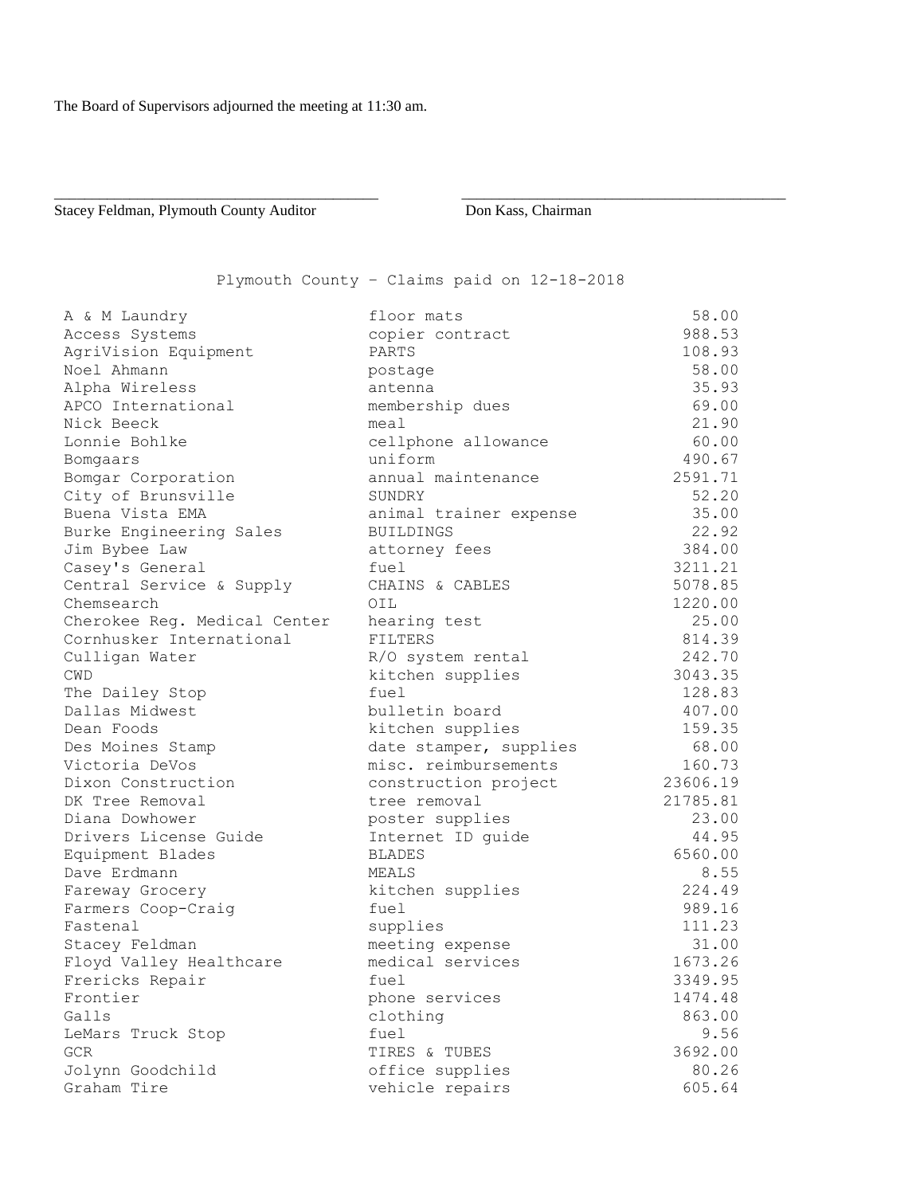The Board of Supervisors adjourned the meeting at 11:30 am.

\_\_\_\_\_\_\_\_\_\_\_\_\_\_\_\_\_\_\_\_\_\_\_\_\_\_\_\_\_\_\_\_\_\_\_\_\_\_\_\_ \_\_\_\_\_\_\_\_\_\_\_\_\_\_\_\_\_\_\_\_\_\_\_\_\_\_\_\_\_\_\_\_\_\_\_\_\_\_\_\_

Stacey Feldman, Plymouth County Auditor Don Kass, Chairman

Plymouth County – Claims paid on 12-18-2018

| Vendor | Description | Amount |
|---|---|---|
| A & M Laundry | floor mats | 58.00 |
| Access Systems | copier contract | 988.53 |
| AgriVision Equipment | PARTS | 108.93 |
| Noel Ahmann | postage | 58.00 |
| Alpha Wireless | antenna | 35.93 |
| APCO International | membership dues | 69.00 |
| Nick Beeck | meal | 21.90 |
| Lonnie Bohlke | cellphone allowance | 60.00 |
| Bomgaars | uniform | 490.67 |
| Bomgar Corporation | annual maintenance | 2591.71 |
| City of Brunsville | SUNDRY | 52.20 |
| Buena Vista EMA | animal trainer expense | 35.00 |
| Burke Engineering Sales | BUILDINGS | 22.92 |
| Jim Bybee Law | attorney fees | 384.00 |
| Casey's General | fuel | 3211.21 |
| Central Service & Supply | CHAINS & CABLES | 5078.85 |
| Chemsearch | OIL | 1220.00 |
| Cherokee Reg. Medical Center | hearing test | 25.00 |
| Cornhusker International | FILTERS | 814.39 |
| Culligan Water | R/O system rental | 242.70 |
| CWD | kitchen supplies | 3043.35 |
| The Dailey Stop | fuel | 128.83 |
| Dallas Midwest | bulletin board | 407.00 |
| Dean Foods | kitchen supplies | 159.35 |
| Des Moines Stamp | date stamper, supplies | 68.00 |
| Victoria DeVos | misc. reimbursements | 160.73 |
| Dixon Construction | construction project | 23606.19 |
| DK Tree Removal | tree removal | 21785.81 |
| Diana Dowhower | poster supplies | 23.00 |
| Drivers License Guide | Internet ID guide | 44.95 |
| Equipment Blades | BLADES | 6560.00 |
| Dave Erdmann | MEALS | 8.55 |
| Fareway Grocery | kitchen supplies | 224.49 |
| Farmers Coop-Craig | fuel | 989.16 |
| Fastenal | supplies | 111.23 |
| Stacey Feldman | meeting expense | 31.00 |
| Floyd Valley Healthcare | medical services | 1673.26 |
| Frericks Repair | fuel | 3349.95 |
| Frontier | phone services | 1474.48 |
| Galls | clothing | 863.00 |
| LeMars Truck Stop | fuel | 9.56 |
| GCR | TIRES & TUBES | 3692.00 |
| Jolynn Goodchild | office supplies | 80.26 |
| Graham Tire | vehicle repairs | 605.64 |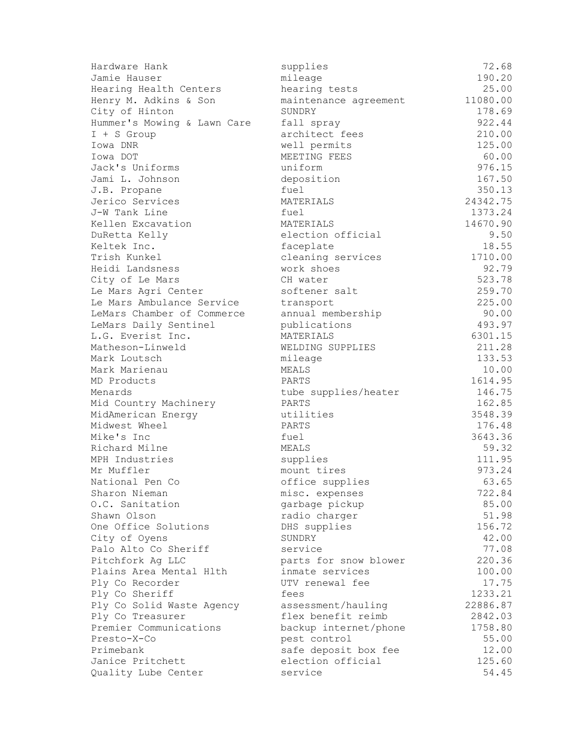| | | |
|---|---|---|
| Hardware Hank | supplies | 72.68 |
| Jamie Hauser | mileage | 190.20 |
| Hearing Health Centers | hearing tests | 25.00 |
| Henry M. Adkins & Son | maintenance agreement | 11080.00 |
| City of Hinton | SUNDRY | 178.69 |
| Hummer's Mowing & Lawn Care | fall spray | 922.44 |
| I + S Group | architect fees | 210.00 |
| Iowa DNR | well permits | 125.00 |
| Iowa DOT | MEETING FEES | 60.00 |
| Jack's Uniforms | uniform | 976.15 |
| Jami L. Johnson | deposition | 167.50 |
| J.B. Propane | fuel | 350.13 |
| Jerico Services | MATERIALS | 24342.75 |
| J-W Tank Line | fuel | 1373.24 |
| Kellen Excavation | MATERIALS | 14670.90 |
| DuRetta Kelly | election official | 9.50 |
| Keltek Inc. | faceplate | 18.55 |
| Trish Kunkel | cleaning services | 1710.00 |
| Heidi Landsness | work shoes | 92.79 |
| City of Le Mars | CH water | 523.78 |
| Le Mars Agri Center | softener salt | 259.70 |
| Le Mars Ambulance Service | transport | 225.00 |
| LeMars Chamber of Commerce | annual membership | 90.00 |
| LeMars Daily Sentinel | publications | 493.97 |
| L.G. Everist Inc. | MATERIALS | 6301.15 |
| Matheson-Linweld | WELDING SUPPLIES | 211.28 |
| Mark Loutsch | mileage | 133.53 |
| Mark Marienau | MEALS | 10.00 |
| MD Products | PARTS | 1614.95 |
| Menards | tube supplies/heater | 146.75 |
| Mid Country Machinery | PARTS | 162.85 |
| MidAmerican Energy | utilities | 3548.39 |
| Midwest Wheel | PARTS | 176.48 |
| Mike's Inc | fuel | 3643.36 |
| Richard Milne | MEALS | 59.32 |
| MPH Industries | supplies | 111.95 |
| Mr Muffler | mount tires | 973.24 |
| National Pen Co | office supplies | 63.65 |
| Sharon Nieman | misc. expenses | 722.84 |
| O.C. Sanitation | garbage pickup | 85.00 |
| Shawn Olson | radio charger | 51.98 |
| One Office Solutions | DHS supplies | 156.72 |
| City of Oyens | SUNDRY | 42.00 |
| Palo Alto Co Sheriff | service | 77.08 |
| Pitchfork Ag LLC | parts for snow blower | 220.36 |
| Plains Area Mental Hlth | inmate services | 100.00 |
| Ply Co Recorder | UTV renewal fee | 17.75 |
| Ply Co Sheriff | fees | 1233.21 |
| Ply Co Solid Waste Agency | assessment/hauling | 22886.87 |
| Ply Co Treasurer | flex benefit reimb | 2842.03 |
| Premier Communications | backup internet/phone | 1758.80 |
| Presto-X-Co | pest control | 55.00 |
| Primebank | safe deposit box fee | 12.00 |
| Janice Pritchett | election official | 125.60 |
| Quality Lube Center | service | 54.45 |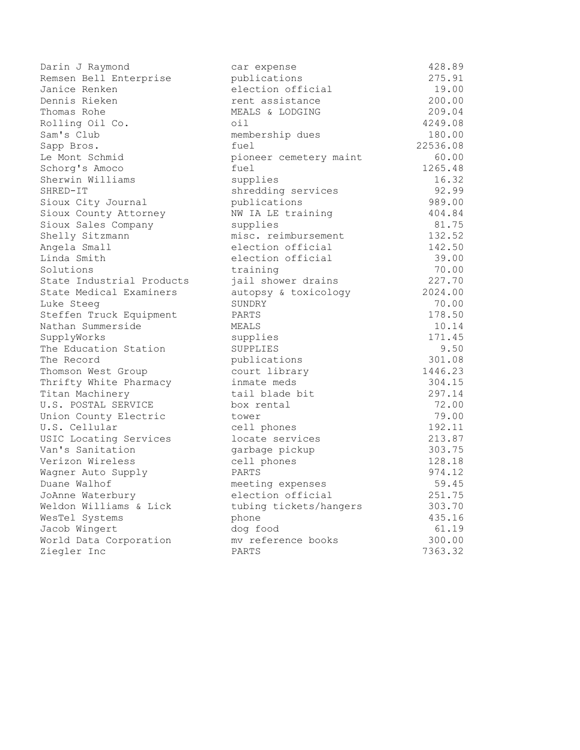| | | |
|---|---|---|
| Darin J Raymond | car expense | 428.89 |
| Remsen Bell Enterprise | publications | 275.91 |
| Janice Renken | election official | 19.00 |
| Dennis Rieken | rent assistance | 200.00 |
| Thomas Rohe | MEALS & LODGING | 209.04 |
| Rolling Oil Co. | oil | 4249.08 |
| Sam's Club | membership dues | 180.00 |
| Sapp Bros. | fuel | 22536.08 |
| Le Mont Schmid | pioneer cemetery maint | 60.00 |
| Schorg's Amoco | fuel | 1265.48 |
| Sherwin Williams | supplies | 16.32 |
| SHRED-IT | shredding services | 92.99 |
| Sioux City Journal | publications | 989.00 |
| Sioux County Attorney | NW IA LE training | 404.84 |
| Sioux Sales Company | supplies | 81.75 |
| Shelly Sitzmann | misc. reimbursement | 132.52 |
| Angela Small | election official | 142.50 |
| Linda Smith | election official | 39.00 |
| Solutions | training | 70.00 |
| State Industrial Products | jail shower drains | 227.70 |
| State Medical Examiners | autopsy & toxicology | 2024.00 |
| Luke Steeg | SUNDRY | 70.00 |
| Steffen Truck Equipment | PARTS | 178.50 |
| Nathan Summerside | MEALS | 10.14 |
| SupplyWorks | supplies | 171.45 |
| The Education Station | SUPPLIES | 9.50 |
| The Record | publications | 301.08 |
| Thomson West Group | court library | 1446.23 |
| Thrifty White Pharmacy | inmate meds | 304.15 |
| Titan Machinery | tail blade bit | 297.14 |
| U.S. POSTAL SERVICE | box rental | 72.00 |
| Union County Electric | tower | 79.00 |
| U.S. Cellular | cell phones | 192.11 |
| USIC Locating Services | locate services | 213.87 |
| Van's Sanitation | garbage pickup | 303.75 |
| Verizon Wireless | cell phones | 128.18 |
| Wagner Auto Supply | PARTS | 974.12 |
| Duane Walhof | meeting expenses | 59.45 |
| JoAnne Waterbury | election official | 251.75 |
| Weldon Williams & Lick | tubing tickets/hangers | 303.70 |
| WesTel Systems | phone | 435.16 |
| Jacob Wingert | dog food | 61.19 |
| World Data Corporation | mv reference books | 300.00 |
| Ziegler Inc | PARTS | 7363.32 |